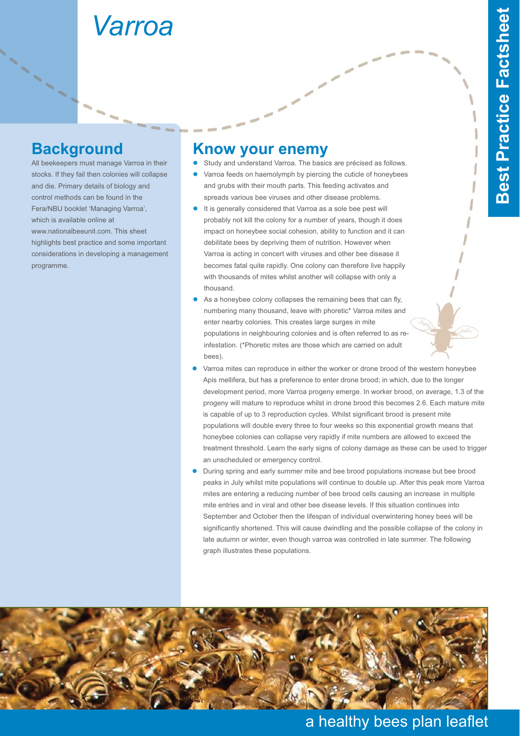# Varroa

Best Practice Factsheet

## Background

All beekeepers must manage Varroa in their stocks. If they fail then colonies will collapse and die. Primary details of biology and control methods can be found in the Fera/NBU booklet 'Managing Varroa', which is available online at www.nationalbeeunit.com. This sheet highlights best practice and some important considerations in developing a management programme.

## Know your enemy

- Study and understand Varroa. The basics are précised as follows.
- Varroa feeds on haemolymph by piercing the cuticle of honeybees and grubs with their mouth parts. This feeding activates and spreads various bee viruses and other disease problems.
- It is generally considered that Varroa as a sole bee pest will probably not kill the colony for a number of years, though it does impact on honeybee social cohesion, ability to function and it can debilitate bees by depriving them of nutrition. However when Varroa is acting in concert with viruses and other bee disease it becomes fatal quite rapidly. One colony can therefore live happily with thousands of mites whilst another will collapse with only a thousand.
- As a honeybee colony collapses the remaining bees that can fly, numbering many thousand, leave with phoretic* Varroa mites and enter nearby colonies. This creates large surges in mite populations in neighbouring colonies and is often referred to as re-infestation. (*Phoretic mites are those which are carried on adult bees).
- Varroa mites can reproduce in either the worker or drone brood of the western honeybee Apis mellifera, but has a preference to enter drone brood; in which, due to the longer development period, more Varroa progeny emerge. In worker brood, on average, 1.3 of the progeny will mature to reproduce whilst in drone brood this becomes 2.6. Each mature mite is capable of up to 3 reproduction cycles. Whilst significant brood is present mite populations will double every three to four weeks so this exponential growth means that honeybee colonies can collapse very rapidly if mite numbers are allowed to exceed the treatment threshold. Learn the early signs of colony damage as these can be used to trigger an unscheduled or emergency control.
- During spring and early summer mite and bee brood populations increase but bee brood peaks in July whilst mite populations will continue to double up. After this peak more Varroa mites are entering a reducing number of bee brood cells causing an increase in multiple mite entries and in viral and other bee disease levels. If this situation continues into September and October then the lifespan of individual overwintering honey bees will be significantly shortened. This will cause dwindling and the possible collapse of the colony in late autumn or winter, even though varroa was controlled in late summer. The following graph illustrates these populations.

a healthy bees plan leaflet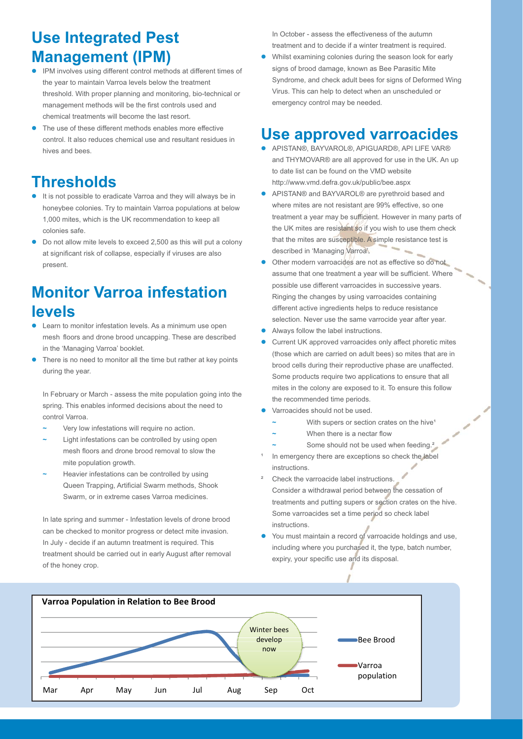## Use Integrated Pest Management (IPM)

- IPM involves using different control methods at different times of the year to maintain Varroa levels below the treatment threshold. With proper planning and monitoring, bio-technical or management methods will be the first controls used and chemical treatments will become the last resort.
- The use of these different methods enables more effective control. It also reduces chemical use and resultant residues in hives and bees.

## Thresholds

- It is not possible to eradicate Varroa and they will always be in honeybee colonies. Try to maintain Varroa populations at below 1,000 mites, which is the UK recommendation to keep all colonies safe.
- Do not allow mite levels to exceed 2,500 as this will put a colony at significant risk of collapse, especially if viruses are also present.

## Monitor Varroa infestation levels

- Learn to monitor infestation levels. As a minimum use open mesh floors and drone brood uncapping. These are described in the 'Managing Varroa' booklet.
- There is no need to monitor all the time but rather at key points during the year.

  In February or March - assess the mite population going into the spring. This enables informed decisions about the need to control Varroa.

  ~ Very low infestations will require no action.
  ~ Light infestations can be controlled by using open mesh floors and drone brood removal to slow the mite population growth.
  ~ Heavier infestations can be controlled by using Queen Trapping, Artificial Swarm methods, Shook Swarm, or in extreme cases Varroa medicines.

  In late spring and summer - Infestation levels of drone brood can be checked to monitor progress or detect mite invasion. In July - decide if an autumn treatment is required. This treatment should be carried out in early August after removal of the honey crop.

  In October - assess the effectiveness of the autumn treatment and to decide if a winter treatment is required.
- Whilst examining colonies during the season look for early signs of brood damage, known as Bee Parasitic Mite Syndrome, and check adult bees for signs of Deformed Wing Virus. This can help to detect when an unscheduled or emergency control may be needed.

## Use approved varroacides

- APISTAN®, BAYVAROL®, APIGUARD®, API LIFE VAR® and THYMOVAR® are all approved for use in the UK. An up to date list can be found on the VMD website http://www.vmd.defra.gov.uk/public/bee.aspx
- APISTAN® and BAYVAROL® are pyrethroid based and where mites are not resistant are 99% effective, so one treatment a year may be sufficient. However in many parts of the UK mites are resistant so if you wish to use them check that the mites are susceptible. A simple resistance test is described in 'Managing Varroa'.
- Other modern varroacides are not as effective so do not assume that one treatment a year will be sufficient. Where possible use different varroacides in successive years. Ringing the changes by using varroacides containing different active ingredients helps to reduce resistance selection. Never use the same varrocide year after year.
- Always follow the label instructions.
- Current UK approved varroacides only affect phoretic mites (those which are carried on adult bees) so mites that are in brood cells during their reproductive phase are unaffected. Some products require two applications to ensure that all mites in the colony are exposed to it. To ensure this follow the recommended time periods.
- Varroacides should not be used.
  ~ With supers or section crates on the hive[1]
  ~ When there is a nectar flow
  ~ Some should not be used when feeding.[2]

[1] In emergency there are exceptions so check the label instructions.

[2] Check the varroacide label instructions.

Consider a withdrawal period between the cessation of treatments and putting supers or section crates on the hive. Some varroacides set a time period so check label instructions.

- You must maintain a record of varroacide holdings and use, including where you purchased it, the type, batch number, expiry, your specific use and its disposal.

**Varroa Population in Relation to Bee Brood**

(Chart: Bee Brood and Varroa population, Mar to Oct; "Winter bees develop now" around Aug–Sep)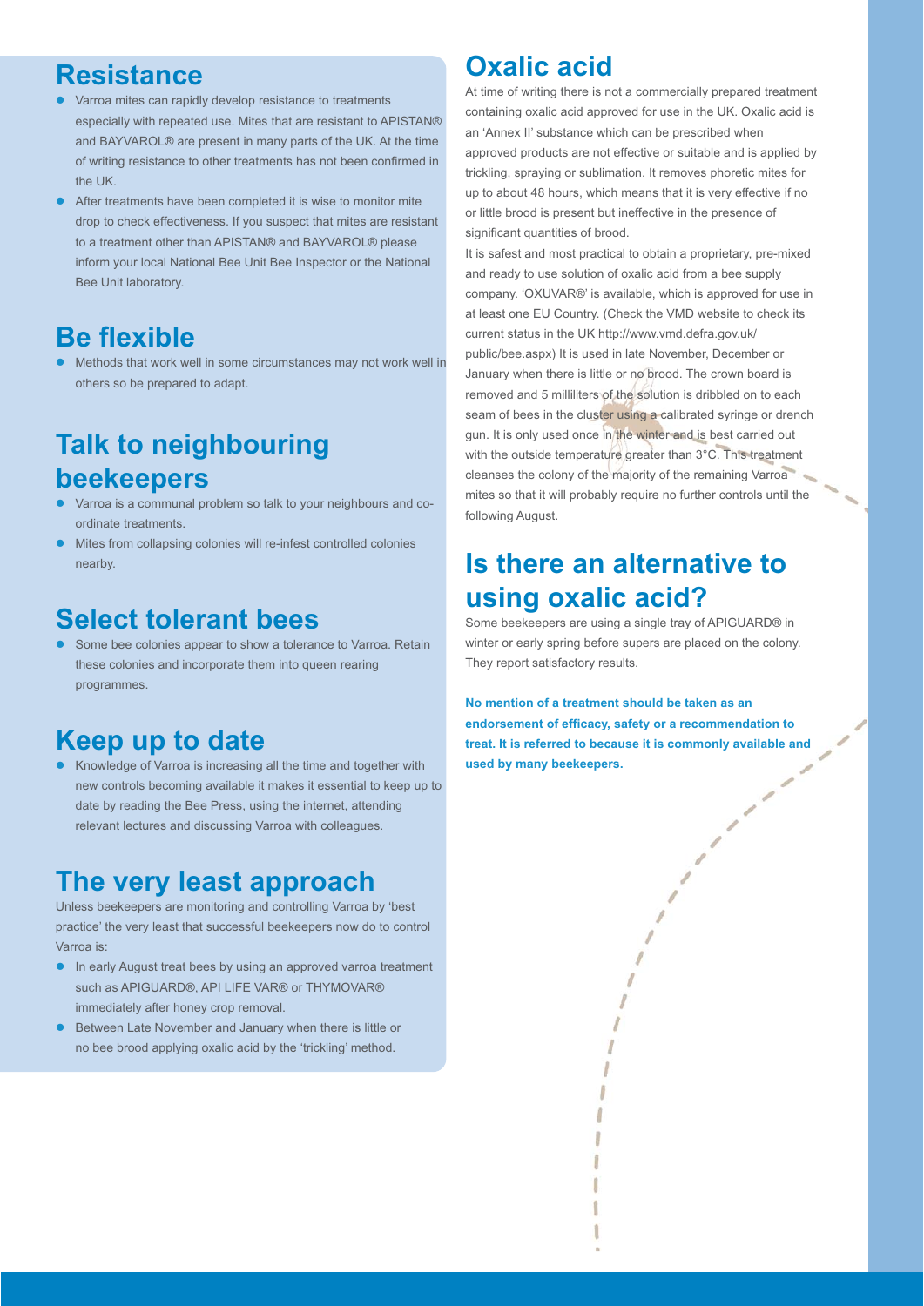## Resistance

- Varroa mites can rapidly develop resistance to treatments especially with repeated use. Mites that are resistant to APISTAN® and BAYVAROL® are present in many parts of the UK. At the time of writing resistance to other treatments has not been confirmed in the UK.
- After treatments have been completed it is wise to monitor mite drop to check effectiveness. If you suspect that mites are resistant to a treatment other than APISTAN® and BAYVAROL® please inform your local National Bee Unit Bee Inspector or the National Bee Unit laboratory.

## Be flexible

- Methods that work well in some circumstances may not work well in others so be prepared to adapt.

## Talk to neighbouring beekeepers

- Varroa is a communal problem so talk to your neighbours and co-ordinate treatments.
- Mites from collapsing colonies will re-infest controlled colonies nearby.

## Select tolerant bees

- Some bee colonies appear to show a tolerance to Varroa. Retain these colonies and incorporate them into queen rearing programmes.

## Keep up to date

- Knowledge of Varroa is increasing all the time and together with new controls becoming available it makes it essential to keep up to date by reading the Bee Press, using the internet, attending relevant lectures and discussing Varroa with colleagues.

## The very least approach

Unless beekeepers are monitoring and controlling Varroa by 'best practice' the very least that successful beekeepers now do to control Varroa is:

- In early August treat bees by using an approved varroa treatment such as APIGUARD®, API LIFE VAR® or THYMOVAR® immediately after honey crop removal.
- Between Late November and January when there is little or no bee brood applying oxalic acid by the 'trickling' method.

## Oxalic acid

At time of writing there is not a commercially prepared treatment containing oxalic acid approved for use in the UK. Oxalic acid is an 'Annex II' substance which can be prescribed when approved products are not effective or suitable and is applied by trickling, spraying or sublimation. It removes phoretic mites for up to about 48 hours, which means that it is very effective if no or little brood is present but ineffective in the presence of significant quantities of brood.

It is safest and most practical to obtain a proprietary, pre-mixed and ready to use solution of oxalic acid from a bee supply company. 'OXUVAR®' is available, which is approved for use in at least one EU Country. (Check the VMD website to check its current status in the UK http://www.vmd.defra.gov.uk/public/bee.aspx) It is used in late November, December or January when there is little or no brood. The crown board is removed and 5 milliliters of the solution is dribbled on to each seam of bees in the cluster using a calibrated syringe or drench gun. It is only used once in the winter and is best carried out with the outside temperature greater than 3°C. This treatment cleanses the colony of the majority of the remaining Varroa mites so that it will probably require no further controls until the following August.

## Is there an alternative to using oxalic acid?

Some beekeepers are using a single tray of APIGUARD® in winter or early spring before supers are placed on the colony. They report satisfactory results.

**No mention of a treatment should be taken as an endorsement of efficacy, safety or a recommendation to treat. It is referred to because it is commonly available and used by many beekeepers.**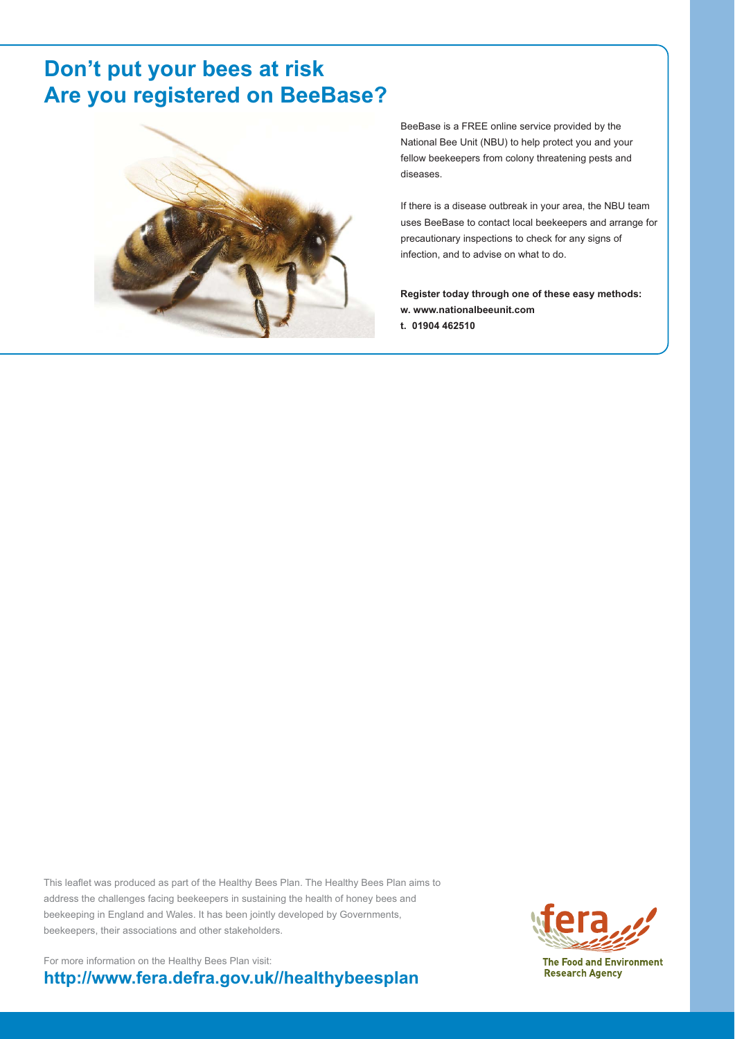## Don't put your bees at risk
## Are you registered on BeeBase?

BeeBase is a FREE online service provided by the National Bee Unit (NBU) to help protect you and your fellow beekeepers from colony threatening pests and diseases.

If there is a disease outbreak in your area, the NBU team uses BeeBase to contact local beekeepers and arrange for precautionary inspections to check for any signs of infection, and to advise on what to do.

**Register today through one of these easy methods:**
**w. www.nationalbeeunit.com**
**t. 01904 462510**

This leaflet was produced as part of the Healthy Bees Plan. The Healthy Bees Plan aims to address the challenges facing beekeepers in sustaining the health of honey bees and beekeeping in England and Wales. It has been jointly developed by Governments, beekeepers, their associations and other stakeholders.

For more information on the Healthy Bees Plan visit:
**http://www.fera.defra.gov.uk//healthybeesplan**

fera
The Food and Environment Research Agency